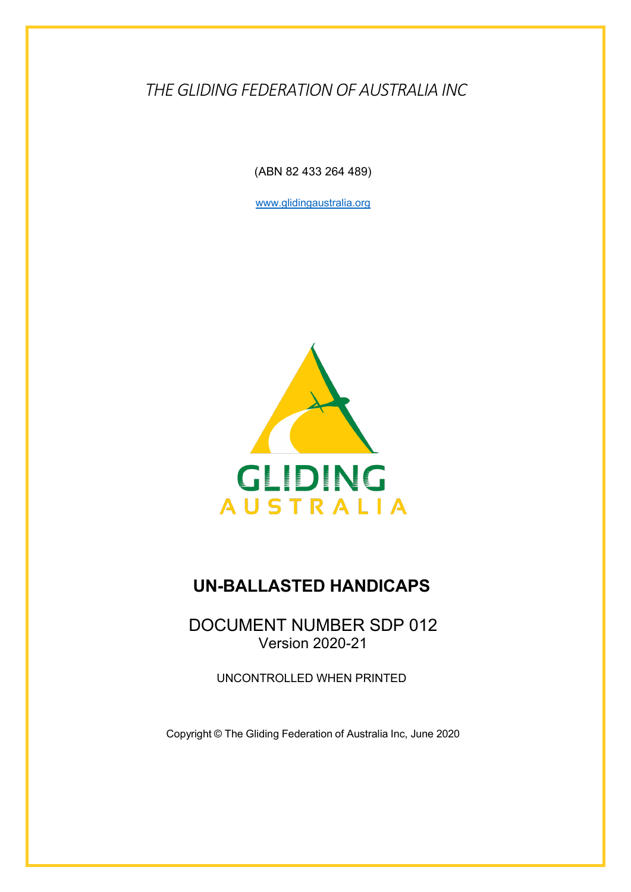*THE GLIDING FEDERATION OF AUSTRALIA INC*

(ABN 82 433 264 489)

www.glidingaustralia.org

GLIDING
AUSTRALIA

# UN-BALLASTED HANDICAPS

DOCUMENT NUMBER SDP 012
Version 2020-21

UNCONTROLLED WHEN PRINTED

Copyright © The Gliding Federation of Australia Inc, June 2020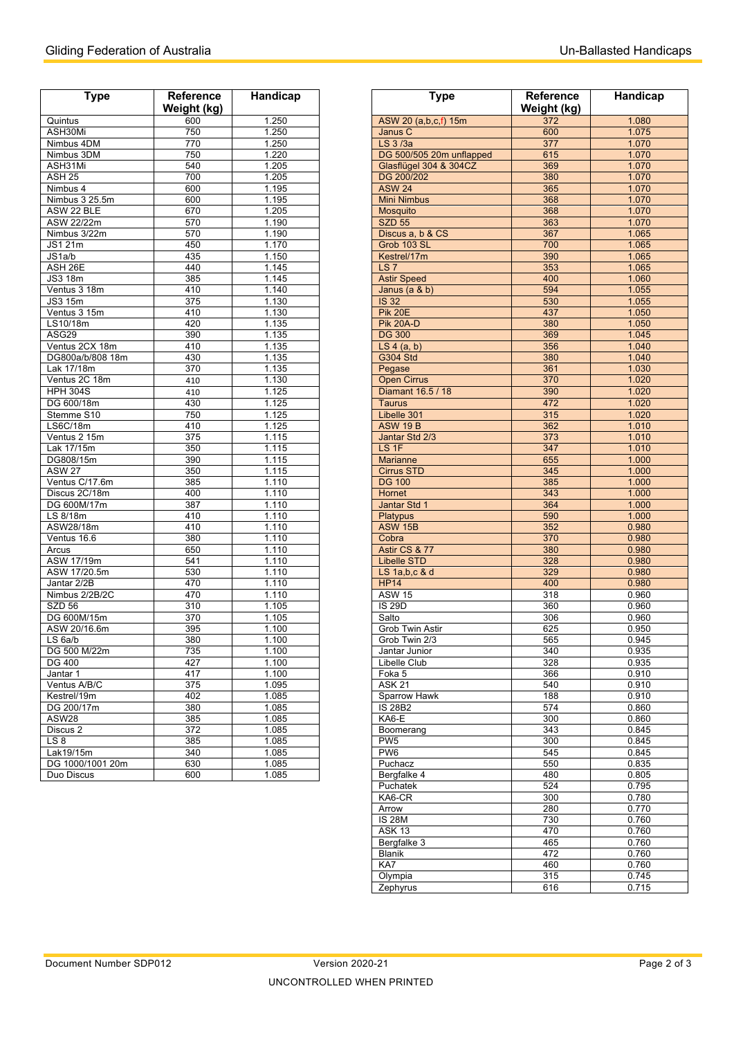| Type | Reference Weight (kg) | Handicap |
|---|---|---|
| Quintus | 600 | 1.250 |
| ASH30Mi | 750 | 1.250 |
| Nimbus 4DM | 770 | 1.250 |
| Nimbus 3DM | 750 | 1.220 |
| ASH31Mi | 540 | 1.205 |
| ASH 25 | 700 | 1.205 |
| Nimbus 4 | 600 | 1.195 |
| Nimbus 3 25.5m | 600 | 1.195 |
| ASW 22 BLE | 670 | 1.205 |
| ASW 22/22m | 570 | 1.190 |
| Nimbus 3/22m | 570 | 1.190 |
| JS1 21m | 450 | 1.170 |
| JS1a/b | 435 | 1.150 |
| ASH 26E | 440 | 1.145 |
| JS3 18m | 385 | 1.145 |
| Ventus 3 18m | 410 | 1.140 |
| JS3 15m | 375 | 1.130 |
| Ventus 3 15m | 410 | 1.130 |
| LS10/18m | 420 | 1.135 |
| ASG29 | 390 | 1.135 |
| Ventus 2CX 18m | 410 | 1.135 |
| DG800a/b/808 18m | 430 | 1.135 |
| Lak 17/18m | 370 | 1.135 |
| Ventus 2C 18m | 410 | 1.130 |
| HPH 304S | 410 | 1.125 |
| DG 600/18m | 430 | 1.125 |
| Stemme S10 | 750 | 1.125 |
| LS6C/18m | 410 | 1.125 |
| Ventus 2 15m | 375 | 1.115 |
| Lak 17/15m | 350 | 1.115 |
| DG808/15m | 390 | 1.115 |
| ASW 27 | 350 | 1.115 |
| Ventus C/17.6m | 385 | 1.110 |
| Discus 2C/18m | 400 | 1.110 |
| DG 600M/17m | 387 | 1.110 |
| LS 8/18m | 410 | 1.110 |
| ASW28/18m | 410 | 1.110 |
| Ventus 16.6 | 380 | 1.110 |
| Arcus | 650 | 1.110 |
| ASW 17/19m | 541 | 1.110 |
| ASW 17/20.5m | 530 | 1.110 |
| Jantar 2/2B | 470 | 1.110 |
| Nimbus 2/2B/2C | 470 | 1.110 |
| SZD 56 | 310 | 1.105 |
| DG 600M/15m | 370 | 1.105 |
| ASW 20/16.6m | 395 | 1.100 |
| LS 6a/b | 380 | 1.100 |
| DG 500 M/22m | 735 | 1.100 |
| DG 400 | 427 | 1.100 |
| Jantar 1 | 417 | 1.100 |
| Ventus A/B/C | 375 | 1.095 |
| Kestrel/19m | 402 | 1.085 |
| DG 200/17m | 380 | 1.085 |
| ASW28 | 385 | 1.085 |
| Discus 2 | 372 | 1.085 |
| LS 8 | 385 | 1.085 |
| Lak19/15m | 340 | 1.085 |
| DG 1000/1001 20m | 630 | 1.085 |
| Duo Discus | 600 | 1.085 |
| ASW 20 (a,b,c,f) 15m | 372 | 1.080 |
| Janus C | 600 | 1.075 |
| LS 3 /3a | 377 | 1.070 |
| DG 500/505 20m unflapped | 615 | 1.070 |
| Glasflügel 304 & 304CZ | 369 | 1.070 |
| DG 200/202 | 380 | 1.070 |
| ASW 24 | 365 | 1.070 |
| Mini Nimbus | 368 | 1.070 |
| Mosquito | 368 | 1.070 |
| SZD 55 | 363 | 1.070 |
| Discus a, b & CS | 367 | 1.065 |
| Grob 103 SL | 700 | 1.065 |
| Kestrel/17m | 390 | 1.065 |
| LS 7 | 353 | 1.065 |
| Astir Speed | 400 | 1.060 |
| Janus (a & b) | 594 | 1.055 |
| IS 32 | 530 | 1.055 |
| Pik 20E | 437 | 1.050 |
| Pik 20A-D | 380 | 1.050 |
| DG 300 | 369 | 1.045 |
| LS 4 (a, b) | 356 | 1.040 |
| G304 Std | 380 | 1.040 |
| Pegase | 361 | 1.030 |
| Open Cirrus | 370 | 1.020 |
| Diamant 16.5 / 18 | 390 | 1.020 |
| Taurus | 472 | 1.020 |
| Libelle 301 | 315 | 1.020 |
| ASW 19 B | 362 | 1.010 |
| Jantar Std 2/3 | 373 | 1.010 |
| LS 1F | 347 | 1.010 |
| Marianne | 655 | 1.000 |
| Cirrus STD | 345 | 1.000 |
| DG 100 | 385 | 1.000 |
| Hornet | 343 | 1.000 |
| Jantar Std 1 | 364 | 1.000 |
| Platypus | 590 | 1.000 |
| ASW 15B | 352 | 0.980 |
| Cobra | 370 | 0.980 |
| Astir CS & 77 | 380 | 0.980 |
| Libelle STD | 328 | 0.980 |
| LS 1a,b,c & d | 329 | 0.980 |
| HP14 | 400 | 0.980 |
| ASW 15 | 318 | 0.960 |
| IS 29D | 360 | 0.960 |
| Salto | 306 | 0.960 |
| Grob Twin Astir | 625 | 0.950 |
| Grob Twin 2/3 | 565 | 0.945 |
| Jantar Junior | 340 | 0.935 |
| Libelle Club | 328 | 0.935 |
| Foka 5 | 366 | 0.910 |
| ASK 21 | 540 | 0.910 |
| Sparrow Hawk | 188 | 0.910 |
| IS 28B2 | 574 | 0.860 |
| KA6-E | 300 | 0.860 |
| Boomerang | 343 | 0.845 |
| PW5 | 300 | 0.845 |
| PW6 | 545 | 0.845 |
| Puchacz | 550 | 0.835 |
| Bergfalke 4 | 480 | 0.805 |
| Puchatek | 524 | 0.795 |
| KA6-CR | 300 | 0.780 |
| Arrow | 280 | 0.770 |
| IS 28M | 730 | 0.760 |
| ASK 13 | 470 | 0.760 |
| Bergfalke 3 | 465 | 0.760 |
| Blanik | 472 | 0.760 |
| KA7 | 460 | 0.760 |
| Olympia | 315 | 0.745 |
| Zephyrus | 616 | 0.715 |

UNCONTROLLED WHEN PRINTED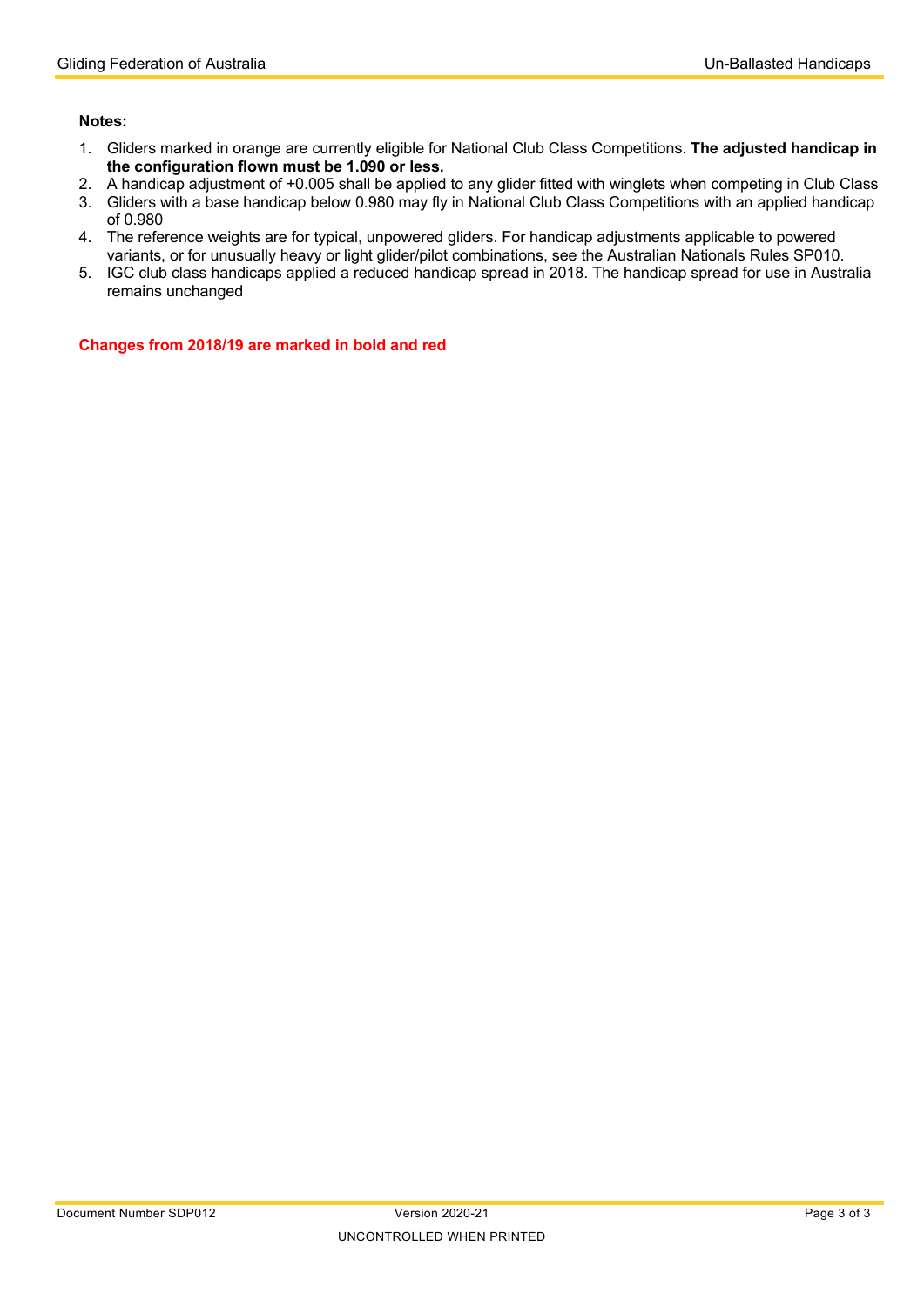**Notes:**

1. Gliders marked in orange are currently eligible for National Club Class Competitions. **The adjusted handicap in the configuration flown must be 1.090 or less.**
2. A handicap adjustment of +0.005 shall be applied to any glider fitted with winglets when competing in Club Class
3. Gliders with a base handicap below 0.980 may fly in National Club Class Competitions with an applied handicap of 0.980
4. The reference weights are for typical, unpowered gliders. For handicap adjustments applicable to powered variants, or for unusually heavy or light glider/pilot combinations, see the Australian Nationals Rules SP010.
5. IGC club class handicaps applied a reduced handicap spread in 2018. The handicap spread for use in Australia remains unchanged

**Changes from 2018/19 are marked in bold and red**